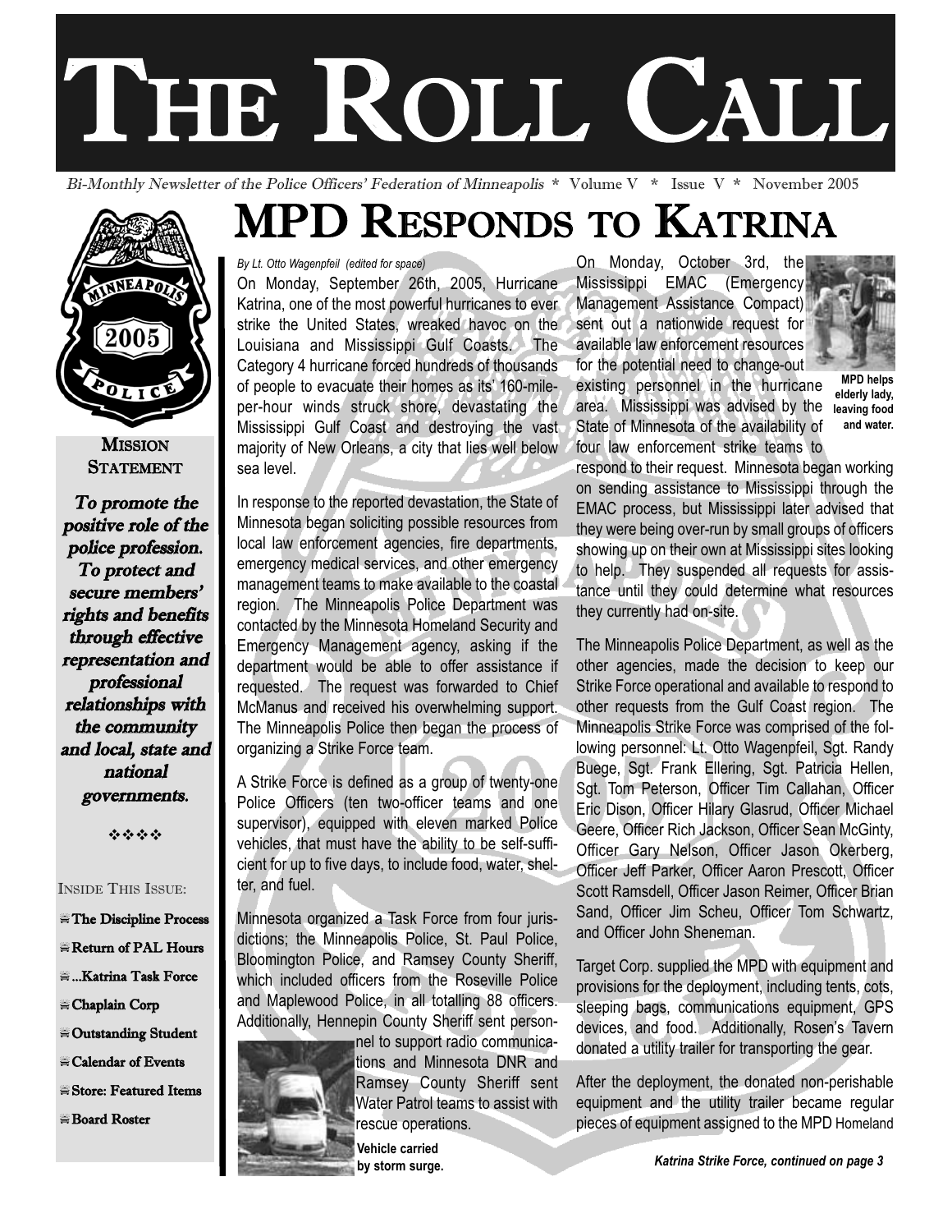# THE ROLL CALL

*Bi-Monthly Newsletter of the Police Officers' Federation of Minneapolis* * Volume V * Issue V * November 2005

**MISSION STATEMENT**

***To promote the positive role of the police profession. To protect and secure members' rights and benefits through effective representation and professional relationships with the community and local, state and national governments.***

❖❖❖❖

INSIDE THIS ISSUE:

- **The Discipline Process**
- **Return of PAL Hours**
- **...Katrina Task Force**
- **Chaplain Corp**
- **Outstanding Student**
- **Calendar of Events**
- **Store: Featured Items**
- **Board Roster**

## MPD RESPONDS TO KATRINA

*By Lt. Otto Wagenpfeil (edited for space)*

On Monday, September 26th, 2005, Hurricane Katrina, one of the most powerful hurricanes to ever strike the United States, wreaked havoc on the Louisiana and Mississippi Gulf Coasts. The Category 4 hurricane forced hundreds of thousands of people to evacuate their homes as its' 160-mile-per-hour winds struck shore, devastating the Mississippi Gulf Coast and destroying the vast majority of New Orleans, a city that lies well below sea level.

In response to the reported devastation, the State of Minnesota began soliciting possible resources from local law enforcement agencies, fire departments, emergency medical services, and other emergency management teams to make available to the coastal region. The Minneapolis Police Department was contacted by the Minnesota Homeland Security and Emergency Management agency, asking if the department would be able to offer assistance if requested. The request was forwarded to Chief McManus and received his overwhelming support. The Minneapolis Police then began the process of organizing a Strike Force team.

A Strike Force is defined as a group of twenty-one Police Officers (ten two-officer teams and one supervisor), equipped with eleven marked Police vehicles, that must have the ability to be self-sufficient for up to five days, to include food, water, shelter, and fuel.

Minnesota organized a Task Force from four jurisdictions; the Minneapolis Police, St. Paul Police, Bloomington Police, and Ramsey County Sheriff, which included officers from the Roseville Police and Maplewood Police, in all totalling 88 officers. Additionally, Hennepin County Sheriff sent personnel to support radio communications and Minnesota DNR and Ramsey County Sheriff sent Water Patrol teams to assist with rescue operations.

**Vehicle carried by storm surge.**

On Monday, October 3rd, the Mississippi EMAC (Emergency Management Assistance Compact) sent out a nationwide request for available law enforcement resources for the potential need to change-out existing personnel in the hurricane area. Mississippi was advised by the State of Minnesota of the availability of four law enforcement strike teams to respond to their request. Minnesota began working on sending assistance to Mississippi through the EMAC process, but Mississippi later advised that they were being over-run by small groups of officers showing up on their own at Mississippi sites looking to help. They suspended all requests for assistance until they could determine what resources they currently had on-site.

**MPD helps elderly lady, leaving food and water.**

The Minneapolis Police Department, as well as the other agencies, made the decision to keep our Strike Force operational and available to respond to other requests from the Gulf Coast region. The Minneapolis Strike Force was comprised of the following personnel: Lt. Otto Wagenpfeil, Sgt. Randy Buege, Sgt. Frank Ellering, Sgt. Patricia Hellen, Sgt. Tom Peterson, Officer Tim Callahan, Officer Eric Dison, Officer Hilary Glasrud, Officer Michael Geere, Officer Rich Jackson, Officer Sean McGinty, Officer Gary Nelson, Officer Jason Okerberg, Officer Jeff Parker, Officer Aaron Prescott, Officer Scott Ramsdell, Officer Jason Reimer, Officer Brian Sand, Officer Jim Scheu, Officer Tom Schwartz, and Officer John Sheneman.

Target Corp. supplied the MPD with equipment and provisions for the deployment, including tents, cots, sleeping bags, communications equipment, GPS devices, and food. Additionally, Rosen's Tavern donated a utility trailer for transporting the gear.

After the deployment, the donated non-perishable equipment and the utility trailer became regular pieces of equipment assigned to the MPD Homeland

***Katrina Strike Force, continued on page 3***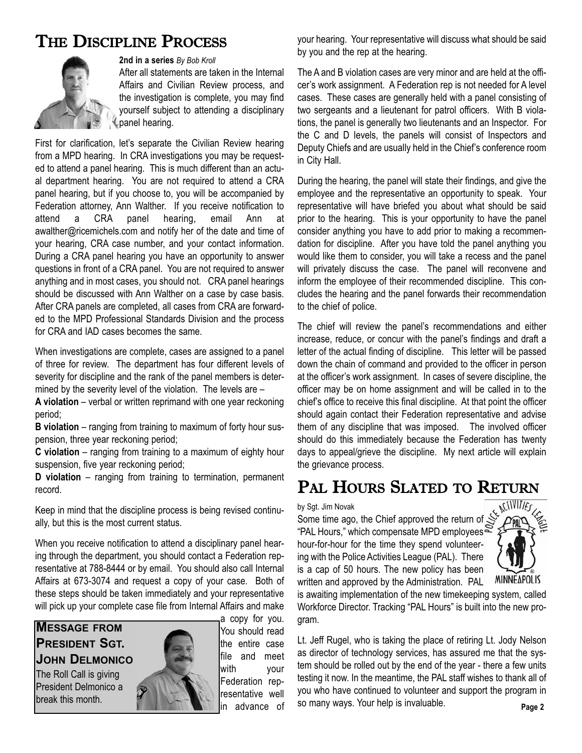# The Discipline Process

**2nd in a series** *By Bob Kroll*

After all statements are taken in the Internal Affairs and Civilian Review process, and the investigation is complete, you may find yourself subject to attending a disciplinary panel hearing.

First for clarification, let's separate the Civilian Review hearing from a MPD hearing. In CRA investigations you may be requested to attend a panel hearing. This is much different than an actual department hearing. You are not required to attend a CRA panel hearing, but if you choose to, you will be accompanied by Federation attorney, Ann Walther. If you receive notification to attend a CRA panel hearing, email Ann at awalther@ricemichels.com and notify her of the date and time of your hearing, CRA case number, and your contact information. During a CRA panel hearing you have an opportunity to answer questions in front of a CRA panel. You are not required to answer anything and in most cases, you should not. CRA panel hearings should be discussed with Ann Walther on a case by case basis. After CRA panels are completed, all cases from CRA are forwarded to the MPD Professional Standards Division and the process for CRA and IAD cases becomes the same.

When investigations are complete, cases are assigned to a panel of three for review. The department has four different levels of severity for discipline and the rank of the panel members is determined by the severity level of the violation. The levels are –

**A violation** – verbal or written reprimand with one year reckoning period;

**B violation** – ranging from training to maximum of forty hour suspension, three year reckoning period;

**C violation** – ranging from training to a maximum of eighty hour suspension, five year reckoning period;

**D violation** – ranging from training to termination, permanent record.

Keep in mind that the discipline process is being revised continually, but this is the most current status.

When you receive notification to attend a disciplinary panel hearing through the department, you should contact a Federation representative at 788-8444 or by email. You should also call Internal Affairs at 673-3074 and request a copy of your case. Both of these steps should be taken immediately and your representative will pick up your complete case file from Internal Affairs and make a copy for you. You should read the entire case file and meet with your Federation representative well in advance of your hearing. Your representative will discuss what should be said by you and the rep at the hearing.

The A and B violation cases are very minor and are held at the officer's work assignment. A Federation rep is not needed for A level cases. These cases are generally held with a panel consisting of two sergeants and a lieutenant for patrol officers. With B violations, the panel is generally two lieutenants and an Inspector. For the C and D levels, the panels will consist of Inspectors and Deputy Chiefs and are usually held in the Chief's conference room in City Hall.

During the hearing, the panel will state their findings, and give the employee and the representative an opportunity to speak. Your representative will have briefed you about what should be said prior to the hearing. This is your opportunity to have the panel consider anything you have to add prior to making a recommendation for discipline. After you have told the panel anything you would like them to consider, you will take a recess and the panel will privately discuss the case. The panel will reconvene and inform the employee of their recommended discipline. This concludes the hearing and the panel forwards their recommendation to the chief of police.

The chief will review the panel's recommendations and either increase, reduce, or concur with the panel's findings and draft a letter of the actual finding of discipline. This letter will be passed down the chain of command and provided to the officer in person at the officer's work assignment. In cases of severe discipline, the officer may be on home assignment and will be called in to the chief's office to receive this final discipline. At that point the officer should again contact their Federation representative and advise them of any discipline that was imposed. The involved officer should do this immediately because the Federation has twenty days to appeal/grieve the discipline. My next article will explain the grievance process.

## Message from President Sgt. John Delmonico

The Roll Call is giving President Delmonico a break this month.

# PAL Hours Slated to Return

by Sgt. Jim Novak

Some time ago, the Chief approved the return of "PAL Hours," which compensate MPD employees hour-for-hour for the time they spend volunteering with the Police Activities League (PAL). There is a cap of 50 hours. The new policy has been written and approved by the Administration. PAL is awaiting implementation of the new timekeeping system, called Workforce Director. Tracking "PAL Hours" is built into the new program.

Lt. Jeff Rugel, who is taking the place of retiring Lt. Jody Nelson as director of technology services, has assured me that the system should be rolled out by the end of the year - there a few units testing it now. In the meantime, the PAL staff wishes to thank all of you who have continued to volunteer and support the program in so many ways. Your help is invaluable.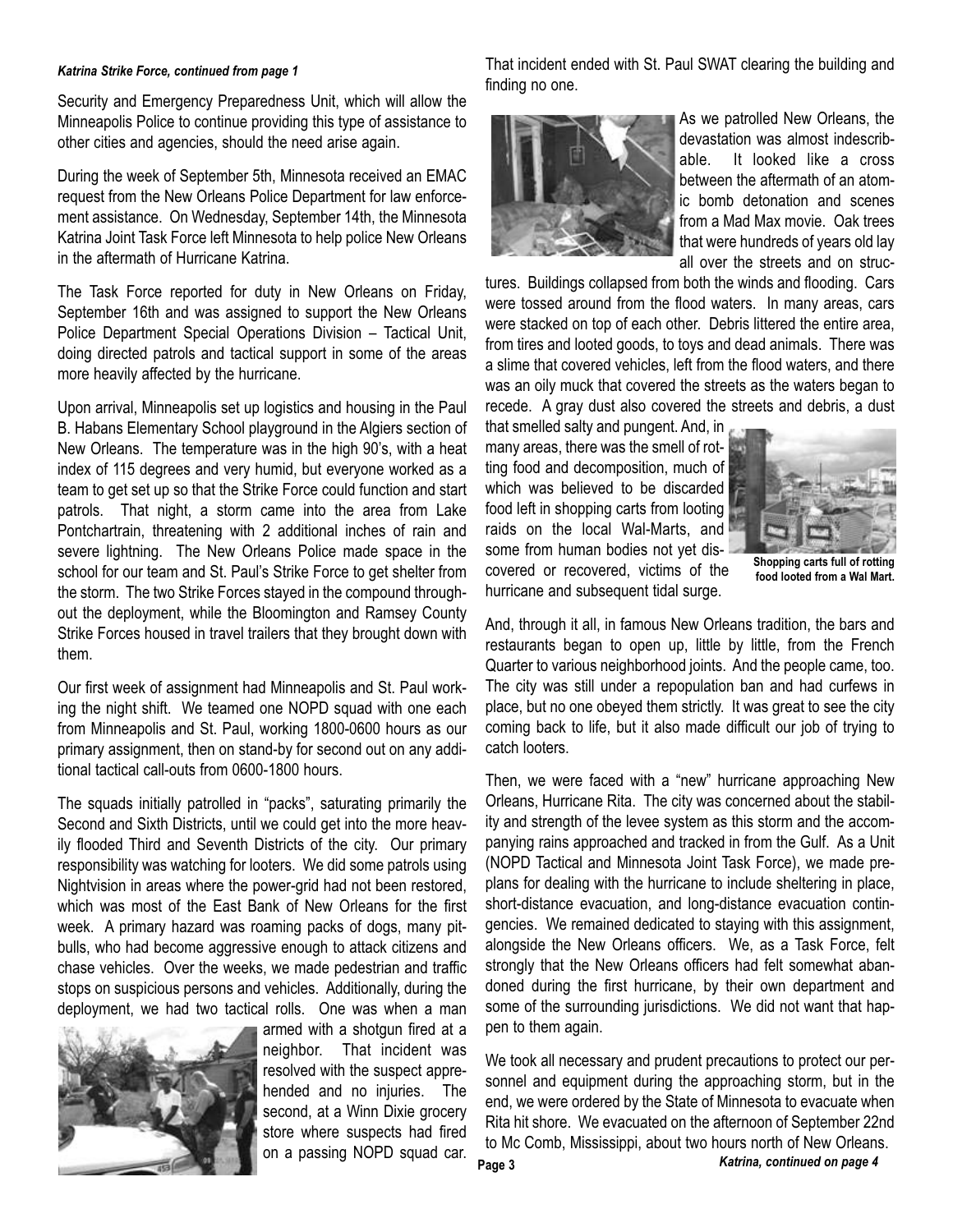*Katrina Strike Force, continued from page 1*

Security and Emergency Preparedness Unit, which will allow the Minneapolis Police to continue providing this type of assistance to other cities and agencies, should the need arise again.

During the week of September 5th, Minnesota received an EMAC request from the New Orleans Police Department for law enforcement assistance. On Wednesday, September 14th, the Minnesota Katrina Joint Task Force left Minnesota to help police New Orleans in the aftermath of Hurricane Katrina.

The Task Force reported for duty in New Orleans on Friday, September 16th and was assigned to support the New Orleans Police Department Special Operations Division – Tactical Unit, doing directed patrols and tactical support in some of the areas more heavily affected by the hurricane.

Upon arrival, Minneapolis set up logistics and housing in the Paul B. Habans Elementary School playground in the Algiers section of New Orleans. The temperature was in the high 90's, with a heat index of 115 degrees and very humid, but everyone worked as a team to get set up so that the Strike Force could function and start patrols. That night, a storm came into the area from Lake Pontchartrain, threatening with 2 additional inches of rain and severe lightning. The New Orleans Police made space in the school for our team and St. Paul's Strike Force to get shelter from the storm. The two Strike Forces stayed in the compound throughout the deployment, while the Bloomington and Ramsey County Strike Forces housed in travel trailers that they brought down with them.

Our first week of assignment had Minneapolis and St. Paul working the night shift. We teamed one NOPD squad with one each from Minneapolis and St. Paul, working 1800-0600 hours as our primary assignment, then on stand-by for second out on any additional tactical call-outs from 0600-1800 hours.

The squads initially patrolled in "packs", saturating primarily the Second and Sixth Districts, until we could get into the more heavily flooded Third and Seventh Districts of the city. Our primary responsibility was watching for looters. We did some patrols using Nightvision in areas where the power-grid had not been restored, which was most of the East Bank of New Orleans for the first week. A primary hazard was roaming packs of dogs, many pit-bulls, who had become aggressive enough to attack citizens and chase vehicles. Over the weeks, we made pedestrian and traffic stops on suspicious persons and vehicles. Additionally, during the deployment, we had two tactical rolls. One was when a man armed with a shotgun fired at a neighbor. That incident was resolved with the suspect apprehended and no injuries. The second, at a Winn Dixie grocery store where suspects had fired on a passing NOPD squad car. That incident ended with St. Paul SWAT clearing the building and finding no one.

As we patrolled New Orleans, the devastation was almost indescribable. It looked like a cross between the aftermath of an atomic bomb detonation and scenes from a Mad Max movie. Oak trees that were hundreds of years old lay all over the streets and on structures. Buildings collapsed from both the winds and flooding. Cars were tossed around from the flood waters. In many areas, cars were stacked on top of each other. Debris littered the entire area, from tires and looted goods, to toys and dead animals. There was a slime that covered vehicles, left from the flood waters, and there was an oily muck that covered the streets as the waters began to recede. A gray dust also covered the streets and debris, a dust that smelled salty and pungent. And, in many areas, there was the smell of rotting food and decomposition, much of which was believed to be discarded food left in shopping carts from looting raids on the local Wal-Marts, and some from human bodies not yet discovered or recovered, victims of the hurricane and subsequent tidal surge.

**Shopping carts full of rotting food looted from a Wal Mart.**

And, through it all, in famous New Orleans tradition, the bars and restaurants began to open up, little by little, from the French Quarter to various neighborhood joints. And the people came, too. The city was still under a repopulation ban and had curfews in place, but no one obeyed them strictly. It was great to see the city coming back to life, but it also made difficult our job of trying to catch looters.

Then, we were faced with a "new" hurricane approaching New Orleans, Hurricane Rita. The city was concerned about the stability and strength of the levee system as this storm and the accompanying rains approached and tracked in from the Gulf. As a Unit (NOPD Tactical and Minnesota Joint Task Force), we made pre-plans for dealing with the hurricane to include sheltering in place, short-distance evacuation, and long-distance evacuation contingencies. We remained dedicated to staying with this assignment, alongside the New Orleans officers. We, as a Task Force, felt strongly that the New Orleans officers had felt somewhat abandoned during the first hurricane, by their own department and some of the surrounding jurisdictions. We did not want that happen to them again.

We took all necessary and prudent precautions to protect our personnel and equipment during the approaching storm, but in the end, we were ordered by the State of Minnesota to evacuate when Rita hit shore. We evacuated on the afternoon of September 22nd to Mc Comb, Mississippi, about two hours north of New Orleans.

*Katrina, continued on page 4*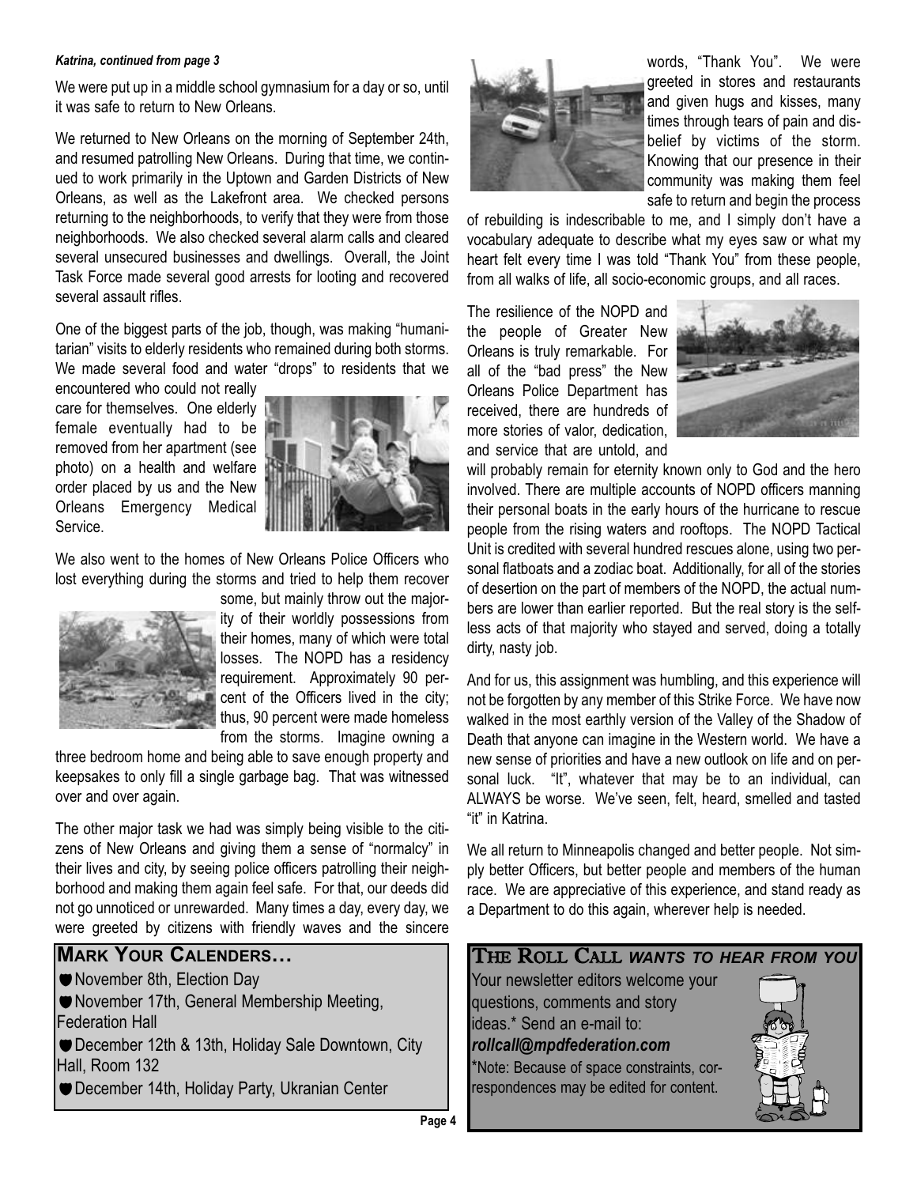*Katrina, continued from page 3*

We were put up in a middle school gymnasium for a day or so, until it was safe to return to New Orleans.

We returned to New Orleans on the morning of September 24th, and resumed patrolling New Orleans. During that time, we continued to work primarily in the Uptown and Garden Districts of New Orleans, as well as the Lakefront area. We checked persons returning to the neighborhoods, to verify that they were from those neighborhoods. We also checked several alarm calls and cleared several unsecured businesses and dwellings. Overall, the Joint Task Force made several good arrests for looting and recovered several assault rifles.

One of the biggest parts of the job, though, was making "humanitarian" visits to elderly residents who remained during both storms. We made several food and water "drops" to residents that we encountered who could not really care for themselves. One elderly female eventually had to be removed from her apartment (see photo) on a health and welfare order placed by us and the New Orleans Emergency Medical Service.

We also went to the homes of New Orleans Police Officers who lost everything during the storms and tried to help them recover some, but mainly throw out the majority of their worldly possessions from their homes, many of which were total losses. The NOPD has a residency requirement. Approximately 90 percent of the Officers lived in the city; thus, 90 percent were made homeless from the storms. Imagine owning a three bedroom home and being able to save enough property and keepsakes to only fill a single garbage bag. That was witnessed over and over again.

The other major task we had was simply being visible to the citizens of New Orleans and giving them a sense of "normalcy" in their lives and city, by seeing police officers patrolling their neighborhood and making them again feel safe. For that, our deeds did not go unnoticed or unrewarded. Many times a day, every day, we were greeted by citizens with friendly waves and the sincere words, "Thank You". We were greeted in stores and restaurants and given hugs and kisses, many times through tears of pain and disbelief by victims of the storm. Knowing that our presence in their community was making them feel safe to return and begin the process of rebuilding is indescribable to me, and I simply don't have a vocabulary adequate to describe what my eyes saw or what my heart felt every time I was told "Thank You" from these people, from all walks of life, all socio-economic groups, and all races.

The resilience of the NOPD and the people of Greater New Orleans is truly remarkable. For all of the "bad press" the New Orleans Police Department has received, there are hundreds of more stories of valor, dedication, and service that are untold, and will probably remain for eternity known only to God and the hero involved. There are multiple accounts of NOPD officers manning their personal boats in the early hours of the hurricane to rescue people from the rising waters and rooftops. The NOPD Tactical Unit is credited with several hundred rescues alone, using two personal flatboats and a zodiac boat. Additionally, for all of the stories of desertion on the part of members of the NOPD, the actual numbers are lower than earlier reported. But the real story is the selfless acts of that majority who stayed and served, doing a totally dirty, nasty job.

And for us, this assignment was humbling, and this experience will not be forgotten by any member of this Strike Force. We have now walked in the most earthly version of the Valley of the Shadow of Death that anyone can imagine in the Western world. We have a new sense of priorities and have a new outlook on life and on personal luck. "It", whatever that may be to an individual, can ALWAYS be worse. We've seen, felt, heard, smelled and tasted "it" in Katrina.

We all return to Minneapolis changed and better people. Not simply better Officers, but better people and members of the human race. We are appreciative of this experience, and stand ready as a Department to do this again, wherever help is needed.

## Mark Your Calenders…

- November 8th, Election Day
- November 17th, General Membership Meeting, Federation Hall
- December 12th & 13th, Holiday Sale Downtown, City Hall, Room 132
- December 14th, Holiday Party, Ukranian Center

## The Roll Call *wants to hear from you*

Your newsletter editors welcome your questions, comments and story ideas.* Send an e-mail to: ***rollcall@mpdfederation.com***

*Note: Because of space constraints, correspondences may be edited for content.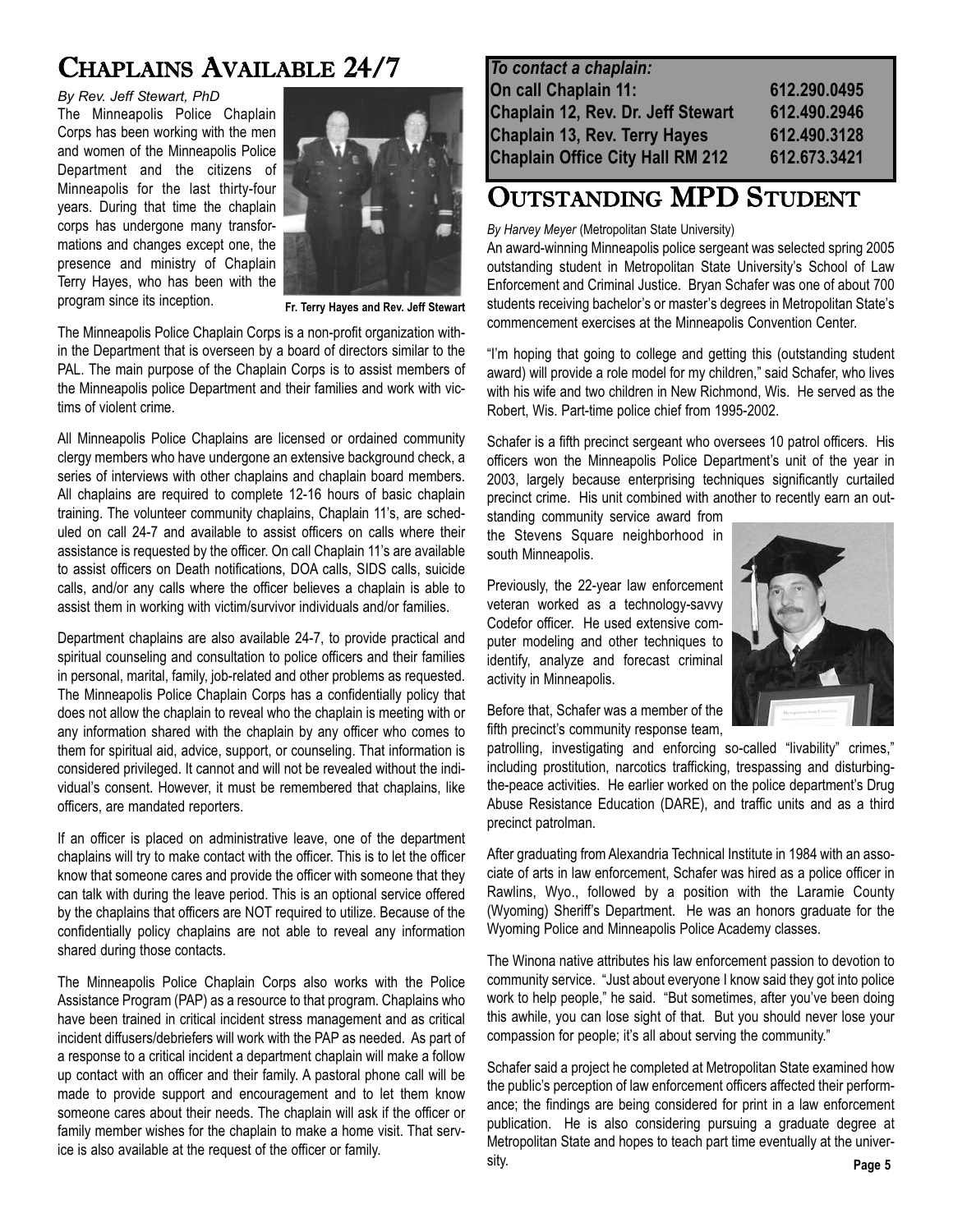# Chaplains Available 24/7

*By Rev. Jeff Stewart, PhD*

The Minneapolis Police Chaplain Corps has been working with the men and women of the Minneapolis Police Department and the citizens of Minneapolis for the last thirty-four years. During that time the chaplain corps has undergone many transformations and changes except one, the presence and ministry of Chaplain Terry Hayes, who has been with the program since its inception.

**Fr. Terry Hayes and Rev. Jeff Stewart**

The Minneapolis Police Chaplain Corps is a non-profit organization within the Department that is overseen by a board of directors similar to the PAL. The main purpose of the Chaplain Corps is to assist members of the Minneapolis police Department and their families and work with victims of violent crime.

All Minneapolis Police Chaplains are licensed or ordained community clergy members who have undergone an extensive background check, a series of interviews with other chaplains and chaplain board members. All chaplains are required to complete 12-16 hours of basic chaplain training. The volunteer community chaplains, Chaplain 11's, are scheduled on call 24-7 and available to assist officers on calls where their assistance is requested by the officer. On call Chaplain 11's are available to assist officers on Death notifications, DOA calls, SIDS calls, suicide calls, and/or any calls where the officer believes a chaplain is able to assist them in working with victim/survivor individuals and/or families.

Department chaplains are also available 24-7, to provide practical and spiritual counseling and consultation to police officers and their families in personal, marital, family, job-related and other problems as requested. The Minneapolis Police Chaplain Corps has a confidentially policy that does not allow the chaplain to reveal who the chaplain is meeting with or any information shared with the chaplain by any officer who comes to them for spiritual aid, advice, support, or counseling. That information is considered privileged. It cannot and will not be revealed without the individual's consent. However, it must be remembered that chaplains, like officers, are mandated reporters.

If an officer is placed on administrative leave, one of the department chaplains will try to make contact with the officer. This is to let the officer know that someone cares and provide the officer with someone that they can talk with during the leave period. This is an optional service offered by the chaplains that officers are NOT required to utilize. Because of the confidentially policy chaplains are not able to reveal any information shared during those contacts.

The Minneapolis Police Chaplain Corps also works with the Police Assistance Program (PAP) as a resource to that program. Chaplains who have been trained in critical incident stress management and as critical incident diffusers/debriefers will work with the PAP as needed. As part of a response to a critical incident a department chaplain will make a follow up contact with an officer and their family. A pastoral phone call will be made to provide support and encouragement and to let them know someone cares about their needs. The chaplain will ask if the officer or family member wishes for the chaplain to make a home visit. That service is also available at the request of the officer or family.

| ***To contact a chaplain:*** | |
|---|---|
| **On call Chaplain 11:** | **612.290.0495** |
| **Chaplain 12, Rev. Dr. Jeff Stewart** | **612.490.2946** |
| **Chaplain 13, Rev. Terry Hayes** | **612.490.3128** |
| **Chaplain Office City Hall RM 212** | **612.673.3421** |

# Outstanding MPD Student

*By Harvey Meyer* (Metropolitan State University)

An award-winning Minneapolis police sergeant was selected spring 2005 outstanding student in Metropolitan State University's School of Law Enforcement and Criminal Justice. Bryan Schafer was one of about 700 students receiving bachelor's or master's degrees in Metropolitan State's commencement exercises at the Minneapolis Convention Center.

"I'm hoping that going to college and getting this (outstanding student award) will provide a role model for my children," said Schafer, who lives with his wife and two children in New Richmond, Wis. He served as the Robert, Wis. Part-time police chief from 1995-2002.

Schafer is a fifth precinct sergeant who oversees 10 patrol officers. His officers won the Minneapolis Police Department's unit of the year in 2003, largely because enterprising techniques significantly curtailed precinct crime. His unit combined with another to recently earn an outstanding community service award from the Stevens Square neighborhood in south Minneapolis.

Previously, the 22-year law enforcement veteran worked as a technology-savvy Codefor officer. He used extensive computer modeling and other techniques to identify, analyze and forecast criminal activity in Minneapolis.

Before that, Schafer was a member of the fifth precinct's community response team, patrolling, investigating and enforcing so-called "livability" crimes," including prostitution, narcotics trafficking, trespassing and disturbing-the-peace activities. He earlier worked on the police department's Drug Abuse Resistance Education (DARE), and traffic units and as a third precinct patrolman.

After graduating from Alexandria Technical Institute in 1984 with an associate of arts in law enforcement, Schafer was hired as a police officer in Rawlins, Wyo., followed by a position with the Laramie County (Wyoming) Sheriff's Department. He was an honors graduate for the Wyoming Police and Minneapolis Police Academy classes.

The Winona native attributes his law enforcement passion to devotion to community service. "Just about everyone I know said they got into police work to help people," he said. "But sometimes, after you've been doing this awhile, you can lose sight of that. But you should never lose your compassion for people; it's all about serving the community."

Schafer said a project he completed at Metropolitan State examined how the public's perception of law enforcement officers affected their performance; the findings are being considered for print in a law enforcement publication. He is also considering pursuing a graduate degree at Metropolitan State and hopes to teach part time eventually at the university.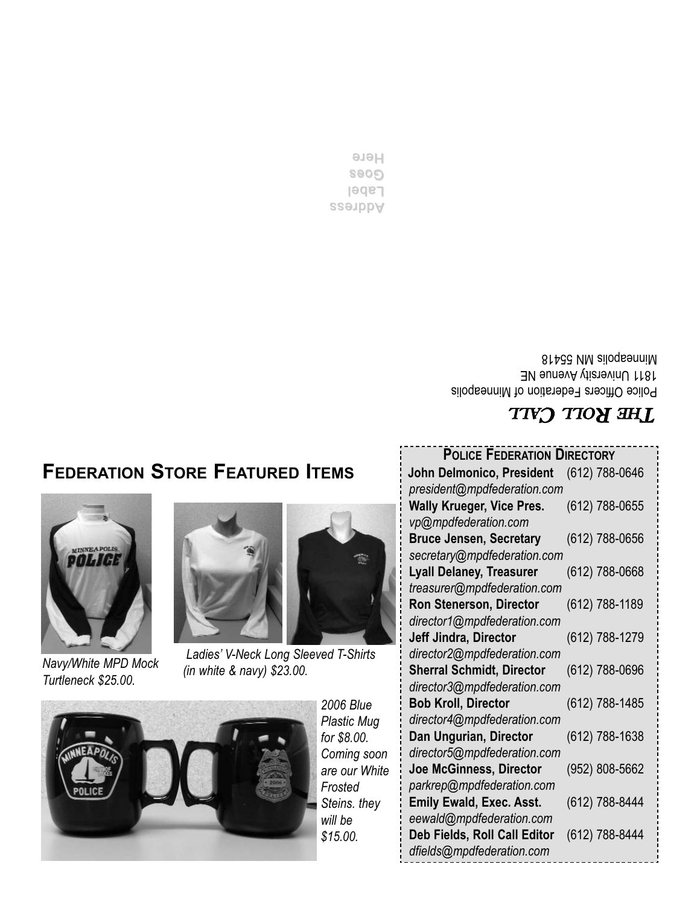Address
Label
Goes
Here

## *The Roll Call*

Police Officers Federation of Minneapolis
1811 University Avenue NE
Minneapolis MN 55418

## Federation Store Featured Items

*Navy/White MPD Mock Turtleneck $25.00.*

*Ladies' V-Neck Long Sleeved T-Shirts (in white & navy) $23.00.*

*2006 Blue Plastic Mug for $8.00. Coming soon are our White Frosted Steins. they will be $15.00.*

### Police Federation Directory

**John Delmonico, President** (612) 788-0646
*president@mpdfederation.com*

**Wally Krueger, Vice Pres.** (612) 788-0655
*vp@mpdfederation.com*

**Bruce Jensen, Secretary** (612) 788-0656
*secretary@mpdfederation.com*

**Lyall Delaney, Treasurer** (612) 788-0668
*treasurer@mpdfederation.com*

**Ron Stenerson, Director** (612) 788-1189
*director1@mpdfederation.com*

**Jeff Jindra, Director** (612) 788-1279
*director2@mpdfederation.com*

**Sherral Schmidt, Director** (612) 788-0696
*director3@mpdfederation.com*

**Bob Kroll, Director** (612) 788-1485
*director4@mpdfederation.com*

**Dan Ungurian, Director** (612) 788-1638
*director5@mpdfederation.com*

**Joe McGinness, Director** (952) 808-5662
*parkrep@mpdfederation.com*

**Emily Ewald, Exec. Asst.** (612) 788-8444
*eewald@mpdfederation.com*

**Deb Fields, Roll Call Editor** (612) 788-8444
*dfields@mpdfederation.com*